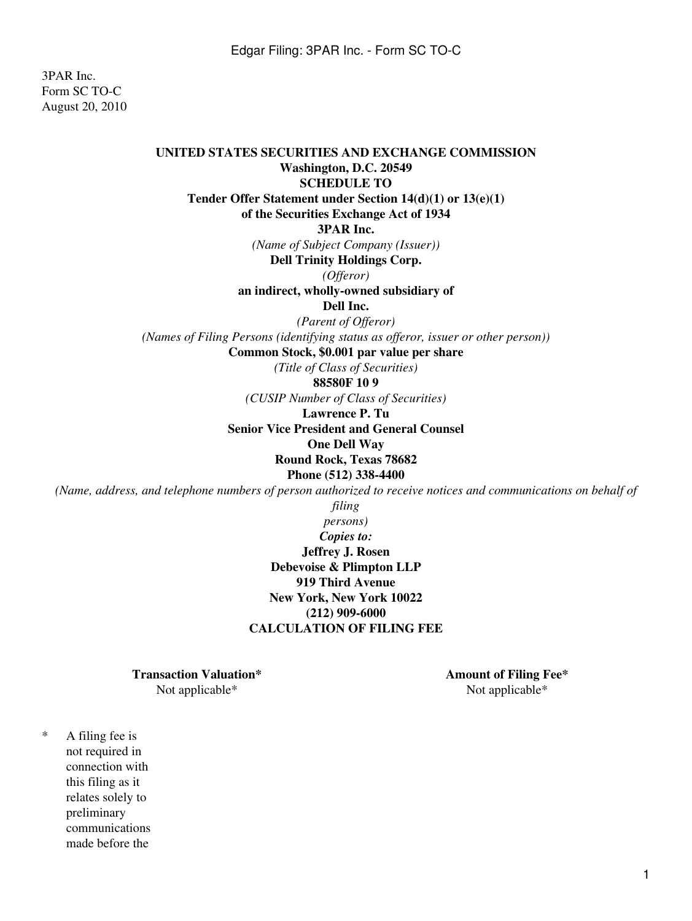3PAR Inc.
Form SC TO-C
August 20, 2010

**UNITED STATES SECURITIES AND EXCHANGE COMMISSION**
**Washington, D.C. 20549**
**SCHEDULE TO**
**Tender Offer Statement under Section 14(d)(1) or 13(e)(1)**
**of the Securities Exchange Act of 1934**
**3PAR Inc.**
*(Name of Subject Company (Issuer))*
**Dell Trinity Holdings Corp.**
*(Offeror)*
**an indirect, wholly-owned subsidiary of**
**Dell Inc.**
*(Parent of Offeror)*
*(Names of Filing Persons (identifying status as offeror, issuer or other person))*
**Common Stock, $0.001 par value per share**
*(Title of Class of Securities)*
**88580F 10 9**
*(CUSIP Number of Class of Securities)*
**Lawrence P. Tu**
**Senior Vice President and General Counsel**
**One Dell Way**
**Round Rock, Texas 78682**
**Phone (512) 338-4400**
*(Name, address, and telephone numbers of person authorized to receive notices and communications on behalf of filing persons)*
***Copies to:***
**Jeffrey J. Rosen**
**Debevoise & Plimpton LLP**
**919 Third Avenue**
**New York, New York 10022**
**(212) 909-6000**
**CALCULATION OF FILING FEE**

| Transaction Valuation* | Amount of Filing Fee* |
| --- | --- |
| Not applicable* | Not applicable* |

\* A filing fee is not required in connection with this filing as it relates solely to preliminary communications made before the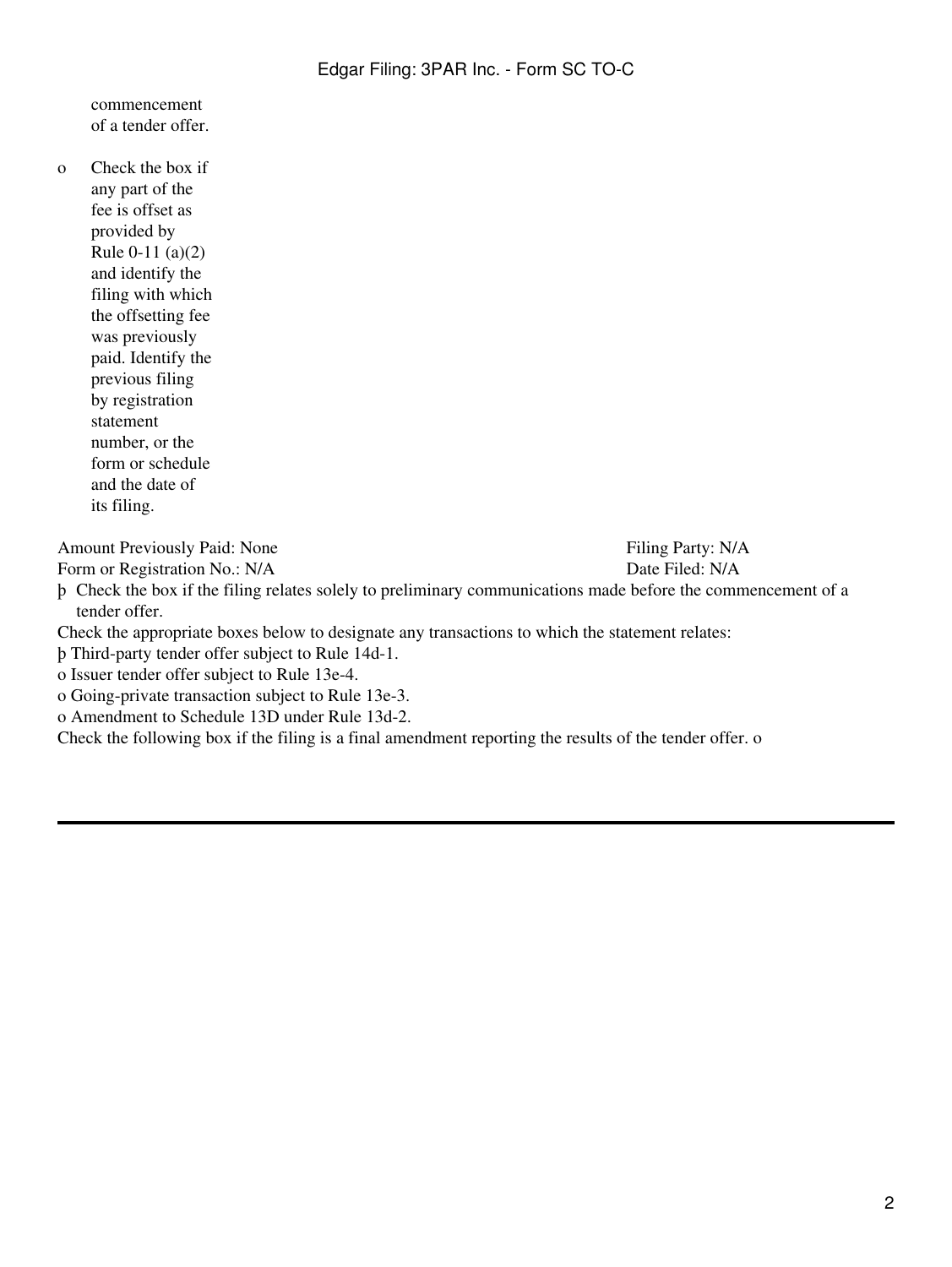commencement of a tender offer.

o Check the box if any part of the fee is offset as provided by Rule 0-11 (a)(2) and identify the filing with which the offsetting fee was previously paid. Identify the previous filing by registration statement number, or the form or schedule and the date of its filing.

| | |
|---|---|
| Amount Previously Paid: None | Filing Party: N/A |
| Form or Registration No.: N/A | Date Filed: N/A |

þ Check the box if the filing relates solely to preliminary communications made before the commencement of a tender offer.

Check the appropriate boxes below to designate any transactions to which the statement relates:

þ Third-party tender offer subject to Rule 14d-1.

o Issuer tender offer subject to Rule 13e-4.

o Going-private transaction subject to Rule 13e-3.

o Amendment to Schedule 13D under Rule 13d-2.

Check the following box if the filing is a final amendment reporting the results of the tender offer. o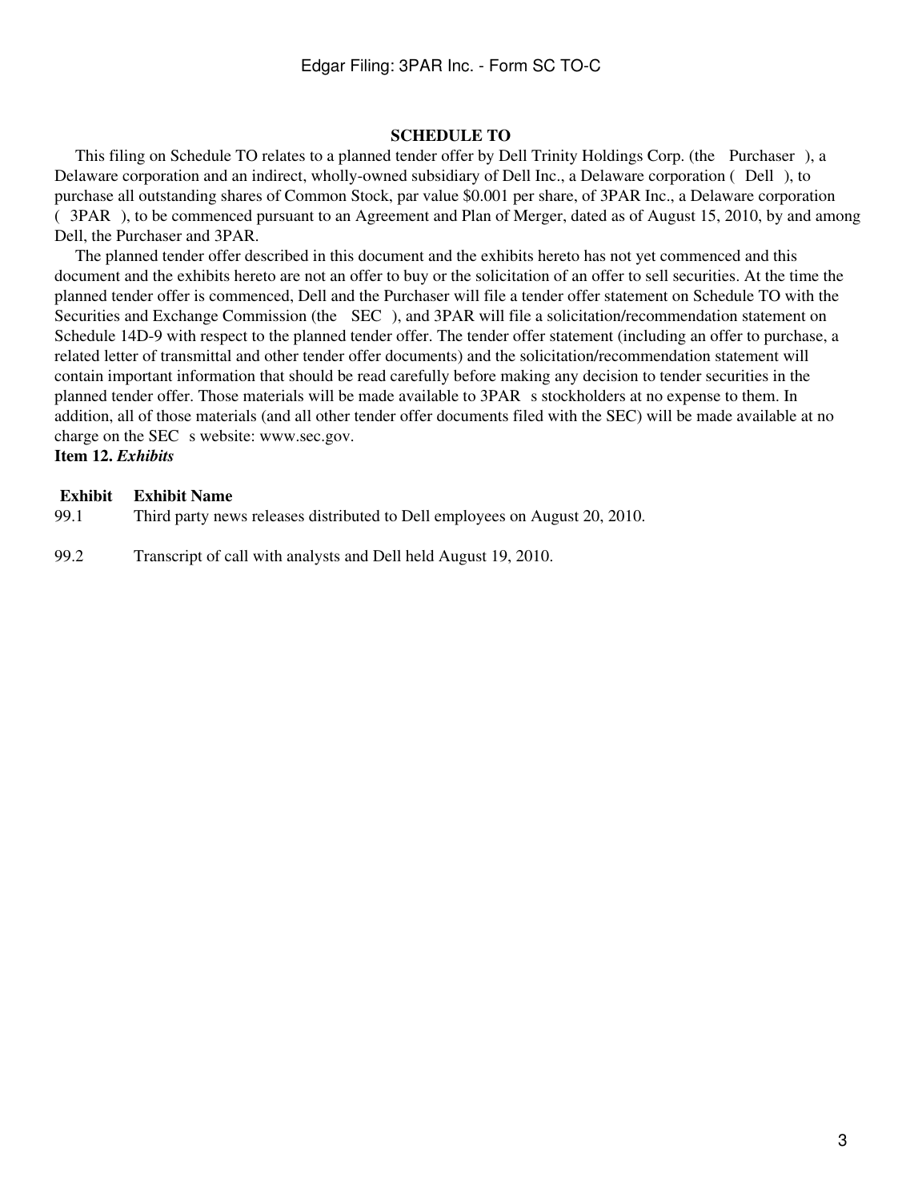## SCHEDULE TO

This filing on Schedule TO relates to a planned tender offer by Dell Trinity Holdings Corp. (the Purchaser ), a Delaware corporation and an indirect, wholly-owned subsidiary of Dell Inc., a Delaware corporation ( Dell ), to purchase all outstanding shares of Common Stock, par value $0.001 per share, of 3PAR Inc., a Delaware corporation ( 3PAR ), to be commenced pursuant to an Agreement and Plan of Merger, dated as of August 15, 2010, by and among Dell, the Purchaser and 3PAR.

The planned tender offer described in this document and the exhibits hereto has not yet commenced and this document and the exhibits hereto are not an offer to buy or the solicitation of an offer to sell securities. At the time the planned tender offer is commenced, Dell and the Purchaser will file a tender offer statement on Schedule TO with the Securities and Exchange Commission (the SEC ), and 3PAR will file a solicitation/recommendation statement on Schedule 14D-9 with respect to the planned tender offer. The tender offer statement (including an offer to purchase, a related letter of transmittal and other tender offer documents) and the solicitation/recommendation statement will contain important information that should be read carefully before making any decision to tender securities in the planned tender offer. Those materials will be made available to 3PAR s stockholders at no expense to them. In addition, all of those materials (and all other tender offer documents filed with the SEC) will be made available at no charge on the SEC s website: www.sec.gov.

**Item 12.** ***Exhibits***

| Exhibit | Exhibit Name |
|---|---|
| 99.1 | Third party news releases distributed to Dell employees on August 20, 2010. |
| 99.2 | Transcript of call with analysts and Dell held August 19, 2010. |